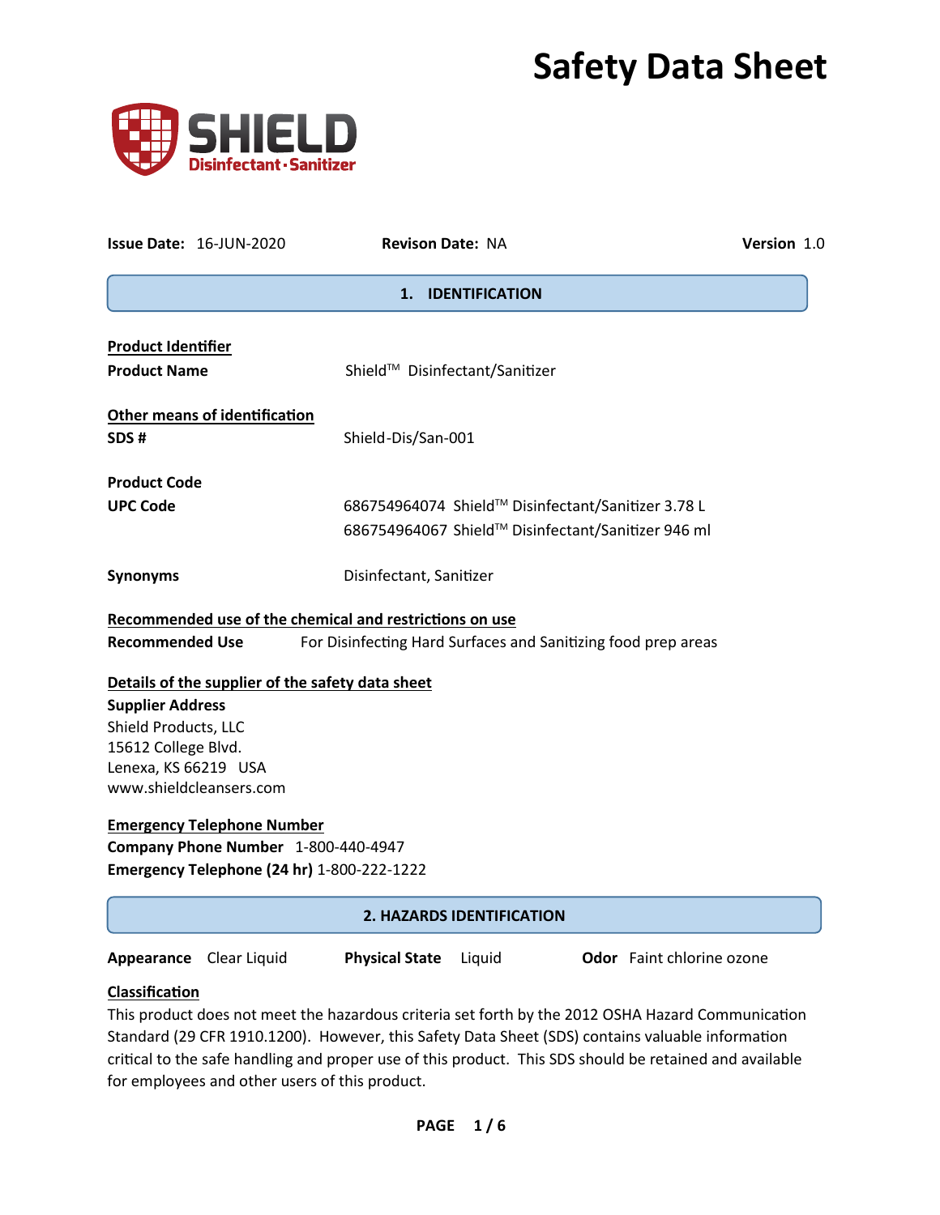# Safety Data Sheet

**SHIELD**
Disinfectant · Sanitizer

**Issue Date:** 16-JUN-2020 **Revison Date:** NA **Version** 1.0

## 1. IDENTIFICATION

**Product Identifier**

**Product Name** Shield™ Disinfectant/Sanitizer

**Other means of identification**

**SDS #** Shield-Dis/San-001

**Product Code**

**UPC Code** 686754964074 Shield™ Disinfectant/Sanitizer 3.78 L
686754964067 Shield™ Disinfectant/Sanitizer 946 ml

**Synonyms** Disinfectant, Sanitizer

**Recommended use of the chemical and restrictions on use**

**Recommended Use** For Disinfecting Hard Surfaces and Sanitizing food prep areas

**Details of the supplier of the safety data sheet**

**Supplier Address**
Shield Products, LLC
15612 College Blvd.
Lenexa, KS 66219 USA
www.shieldcleansers.com

**Emergency Telephone Number**

**Company Phone Number** 1-800-440-4947
**Emergency Telephone (24 hr)** 1-800-222-1222

## 2. HAZARDS IDENTIFICATION

**Appearance** Clear Liquid **Physical State** Liquid **Odor** Faint chlorine ozone

**Classification**

This product does not meet the hazardous criteria set forth by the 2012 OSHA Hazard Communication Standard (29 CFR 1910.1200). However, this Safety Data Sheet (SDS) contains valuable information critical to the safe handling and proper use of this product. This SDS should be retained and available for employees and other users of this product.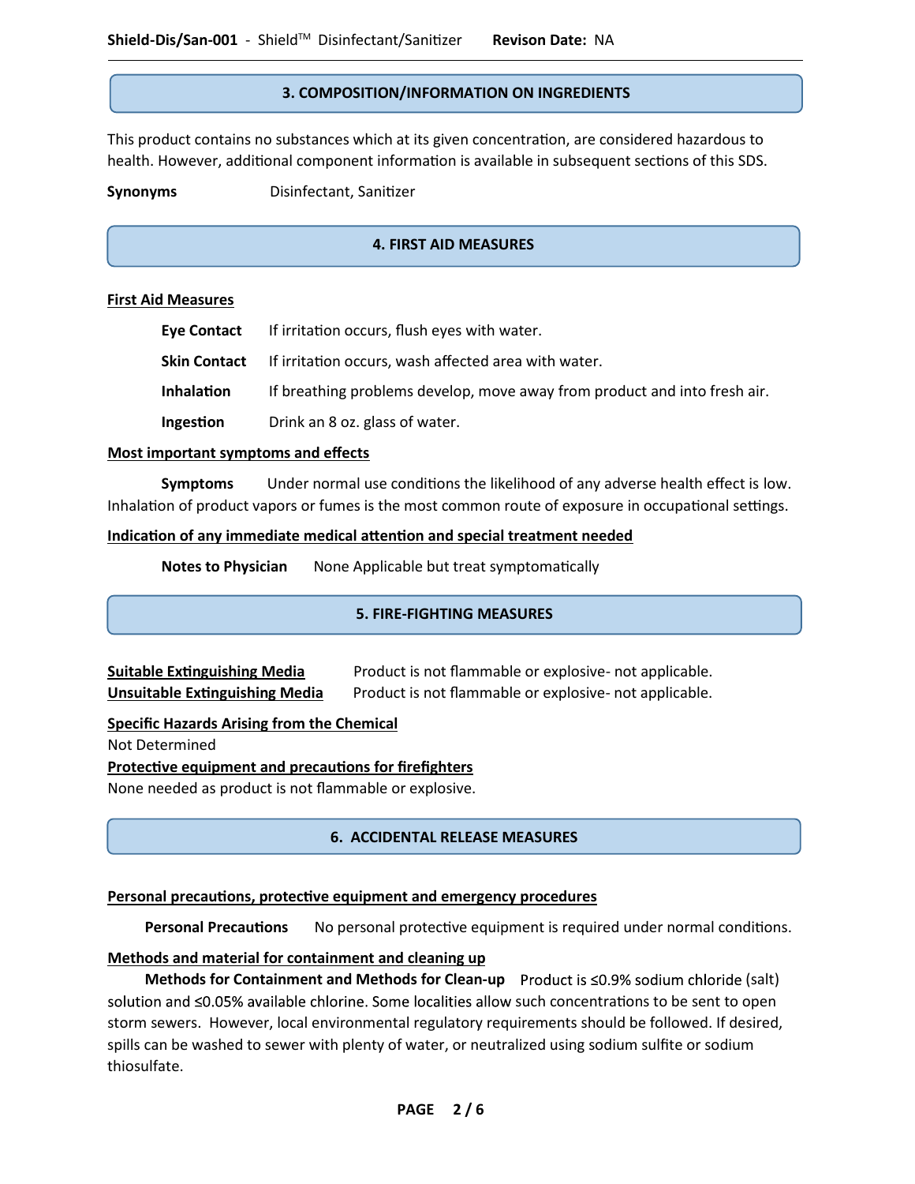## 3. COMPOSITION/INFORMATION ON INGREDIENTS

This product contains no substances which at its given concentration, are considered hazardous to health. However, additional component information is available in subsequent sections of this SDS.

**Synonyms** Disinfectant, Sanitizer

## 4. FIRST AID MEASURES

**First Aid Measures**

**Eye Contact** If irritation occurs, flush eyes with water.

**Skin Contact** If irritation occurs, wash affected area with water.

**Inhalation** If breathing problems develop, move away from product and into fresh air.

**Ingestion** Drink an 8 oz. glass of water.

**Most important symptoms and effects**

**Symptoms** Under normal use conditions the likelihood of any adverse health effect is low. Inhalation of product vapors or fumes is the most common route of exposure in occupational settings.

**Indication of any immediate medical attention and special treatment needed**

**Notes to Physician** None Applicable but treat symptomatically

## 5. FIRE-FIGHTING MEASURES

**Suitable Extinguishing Media** Product is not flammable or explosive- not applicable.

**Unsuitable Extinguishing Media** Product is not flammable or explosive- not applicable.

**Specific Hazards Arising from the Chemical**

Not Determined

**Protective equipment and precautions for firefighters**

None needed as product is not flammable or explosive.

## 6. ACCIDENTAL RELEASE MEASURES

**Personal precautions, protective equipment and emergency procedures**

**Personal Precautions** No personal protective equipment is required under normal conditions.

**Methods and material for containment and cleaning up**

**Methods for Containment and Methods for Clean-up** Product is ≤0.9% sodium chloride (salt) solution and ≤0.05% available chlorine. Some localities allow such concentrations to be sent to open storm sewers. However, local environmental regulatory requirements should be followed. If desired, spills can be washed to sewer with plenty of water, or neutralized using sodium sulfite or sodium thiosulfate.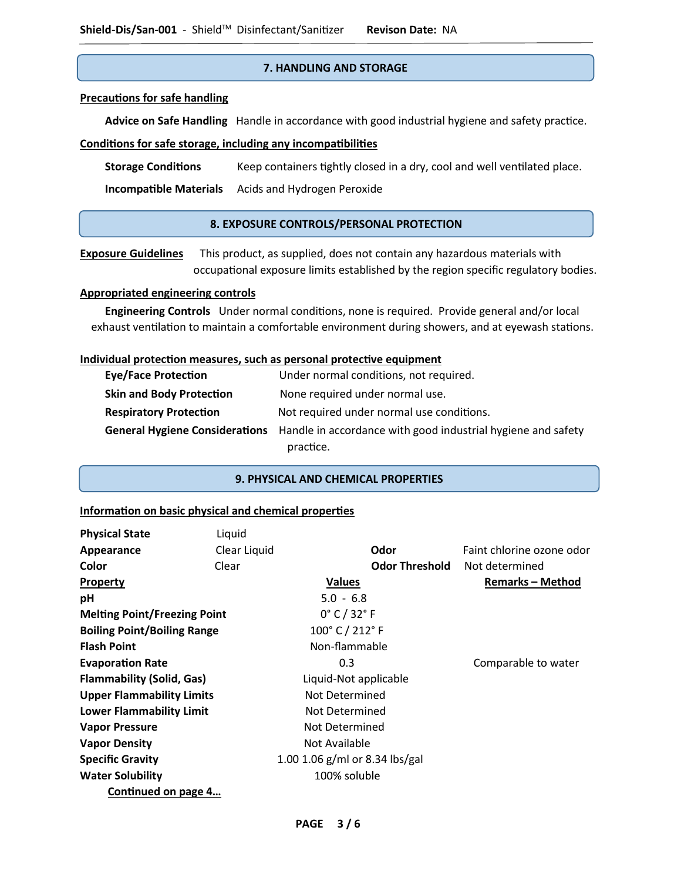## 7. HANDLING AND STORAGE

**Precautions for safe handling**

**Advice on Safe Handling** Handle in accordance with good industrial hygiene and safety practice.

**Conditions for safe storage, including any incompatibilities**

**Storage Conditions** Keep containers tightly closed in a dry, cool and well ventilated place.

**Incompatible Materials** Acids and Hydrogen Peroxide

## 8. EXPOSURE CONTROLS/PERSONAL PROTECTION

**Exposure Guidelines** This product, as supplied, does not contain any hazardous materials with occupational exposure limits established by the region specific regulatory bodies.

**Appropriated engineering controls**

**Engineering Controls** Under normal conditions, none is required. Provide general and/or local exhaust ventilation to maintain a comfortable environment during showers, and at eyewash stations.

**Individual protection measures, such as personal protective equipment**

| | |
|---|---|
| **Eye/Face Protection** | Under normal conditions, not required. |
| **Skin and Body Protection** | None required under normal use. |
| **Respiratory Protection** | Not required under normal use conditions. |
| **General Hygiene Considerations** | Handle in accordance with good industrial hygiene and safety practice. |

## 9. PHYSICAL AND CHEMICAL PROPERTIES

**Information on basic physical and chemical properties**

| | | | |
|---|---|---|---|
| **Physical State** | Liquid | | |
| **Appearance** | Clear Liquid | **Odor** | Faint chlorine ozone odor |
| **Color** | Clear | **Odor Threshold** | Not determined |

| **Property** | **Values** | **Remarks – Method** |
|---|---|---|
| **pH** | 5.0 - 6.8 | |
| **Melting Point/Freezing Point** | 0° C / 32° F | |
| **Boiling Point/Boiling Range** | 100° C / 212° F | |
| **Flash Point** | Non-flammable | |
| **Evaporation Rate** | 0.3 | Comparable to water |
| **Flammability (Solid, Gas)** | Liquid-Not applicable | |
| **Upper Flammability Limits** | Not Determined | |
| **Lower Flammability Limit** | Not Determined | |
| **Vapor Pressure** | Not Determined | |
| **Vapor Density** | Not Available | |
| **Specific Gravity** | 1.00 1.06 g/ml or 8.34 lbs/gal | |
| **Water Solubility** | 100% soluble | |

**Continued on page 4…**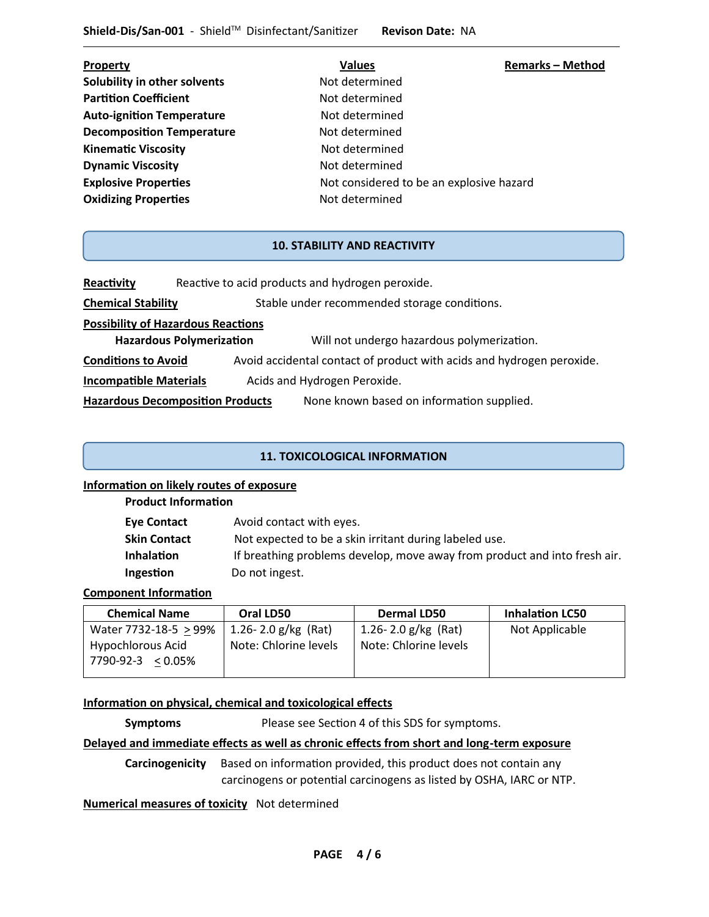| Property | Values | Remarks – Method |
| --- | --- | --- |
| **Solubility in other solvents** | Not determined | |
| **Partition Coefficient** | Not determined | |
| **Auto-ignition Temperature** | Not determined | |
| **Decomposition Temperature** | Not determined | |
| **Kinematic Viscosity** | Not determined | |
| **Dynamic Viscosity** | Not determined | |
| **Explosive Properties** | Not considered to be an explosive hazard | |
| **Oxidizing Properties** | Not determined | |

## 10. STABILITY AND REACTIVITY

**Reactivity** Reactive to acid products and hydrogen peroxide.

**Chemical Stability** Stable under recommended storage conditions.

**Possibility of Hazardous Reactions**

**Hazardous Polymerization** Will not undergo hazardous polymerization.

**Conditions to Avoid** Avoid accidental contact of product with acids and hydrogen peroxide.

**Incompatible Materials** Acids and Hydrogen Peroxide.

**Hazardous Decomposition Products** None known based on information supplied.

## 11. TOXICOLOGICAL INFORMATION

**Information on likely routes of exposure**

**Product Information**

**Eye Contact** Avoid contact with eyes.

**Skin Contact** Not expected to be a skin irritant during labeled use.

**Inhalation** If breathing problems develop, move away from product and into fresh air.

**Ingestion** Do not ingest.

**Component Information**

| Chemical Name | Oral LD50 | Dermal LD50 | Inhalation LC50 |
| --- | --- | --- | --- |
| Water 7732-18-5 ≥ 99%<br>Hypochlorous Acid<br>7790-92-3 ≤ 0.05% | 1.26- 2.0 g/kg (Rat)<br>Note: Chlorine levels | 1.26- 2.0 g/kg (Rat)<br>Note: Chlorine levels | Not Applicable |

**Information on physical, chemical and toxicological effects**

**Symptoms** Please see Section 4 of this SDS for symptoms.

**Delayed and immediate effects as well as chronic effects from short and long-term exposure**

**Carcinogenicity** Based on information provided, this product does not contain any carcinogens or potential carcinogens as listed by OSHA, IARC or NTP.

**Numerical measures of toxicity** Not determined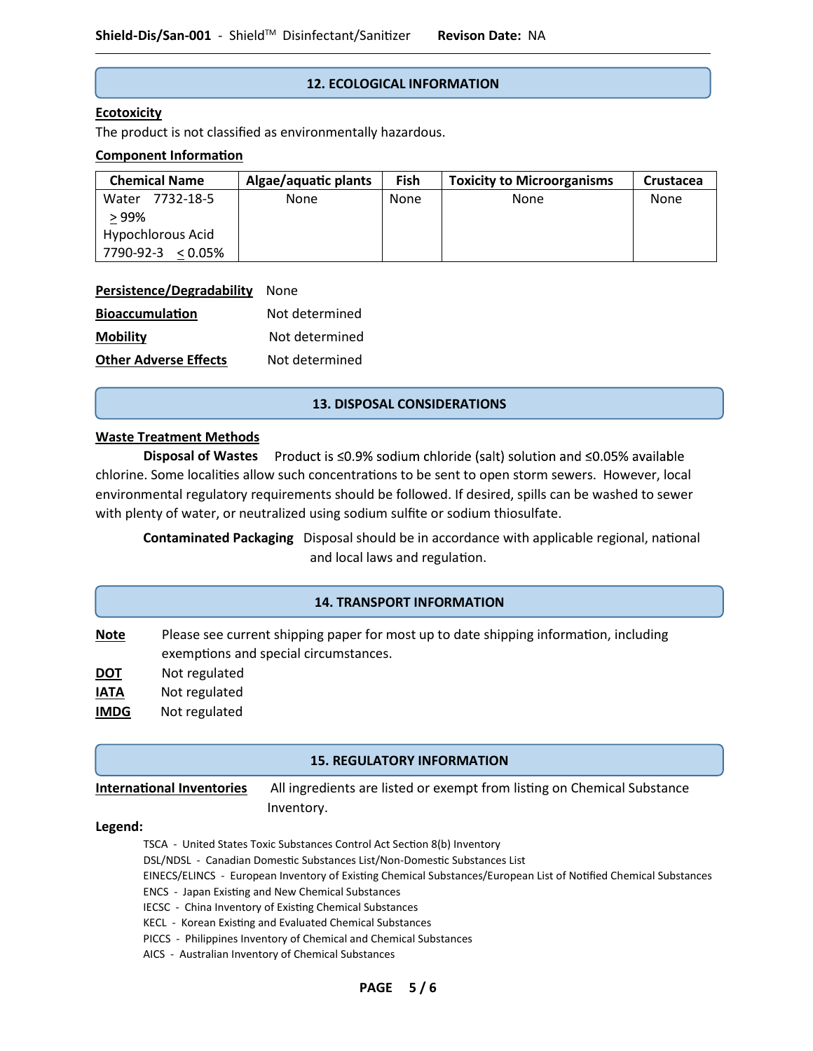## 12. ECOLOGICAL INFORMATION

**Ecotoxicity**

The product is not classified as environmentally hazardous.

**Component Information**

| Chemical Name | Algae/aquatic plants | Fish | Toxicity to Microorganisms | Crustacea |
|---|---|---|---|---|
| Water 7732-18-5 ≥ 99%<br>Hypochlorous Acid 7790-92-3 ≤ 0.05% | None | None | None | None |

**Persistence/Degradability** None

**Bioaccumulation** Not determined

**Mobility** Not determined

**Other Adverse Effects** Not determined

## 13. DISPOSAL CONSIDERATIONS

**Waste Treatment Methods**

**Disposal of Wastes** Product is ≤0.9% sodium chloride (salt) solution and ≤0.05% available chlorine. Some localities allow such concentrations to be sent to open storm sewers. However, local environmental regulatory requirements should be followed. If desired, spills can be washed to sewer with plenty of water, or neutralized using sodium sulfite or sodium thiosulfate.

**Contaminated Packaging** Disposal should be in accordance with applicable regional, national and local laws and regulation.

## 14. TRANSPORT INFORMATION

**Note** Please see current shipping paper for most up to date shipping information, including exemptions and special circumstances.

**DOT** Not regulated

**IATA** Not regulated

**IMDG** Not regulated

## 15. REGULATORY INFORMATION

**International Inventories** All ingredients are listed or exempt from listing on Chemical Substance Inventory.

**Legend:**

- TSCA - United States Toxic Substances Control Act Section 8(b) Inventory
- DSL/NDSL - Canadian Domestic Substances List/Non-Domestic Substances List
- EINECS/ELINCS - European Inventory of Existing Chemical Substances/European List of Notified Chemical Substances
- ENCS - Japan Existing and New Chemical Substances
- IECSC - China Inventory of Existing Chemical Substances
- KECL - Korean Existing and Evaluated Chemical Substances
- PICCS - Philippines Inventory of Chemical and Chemical Substances
- AICS - Australian Inventory of Chemical Substances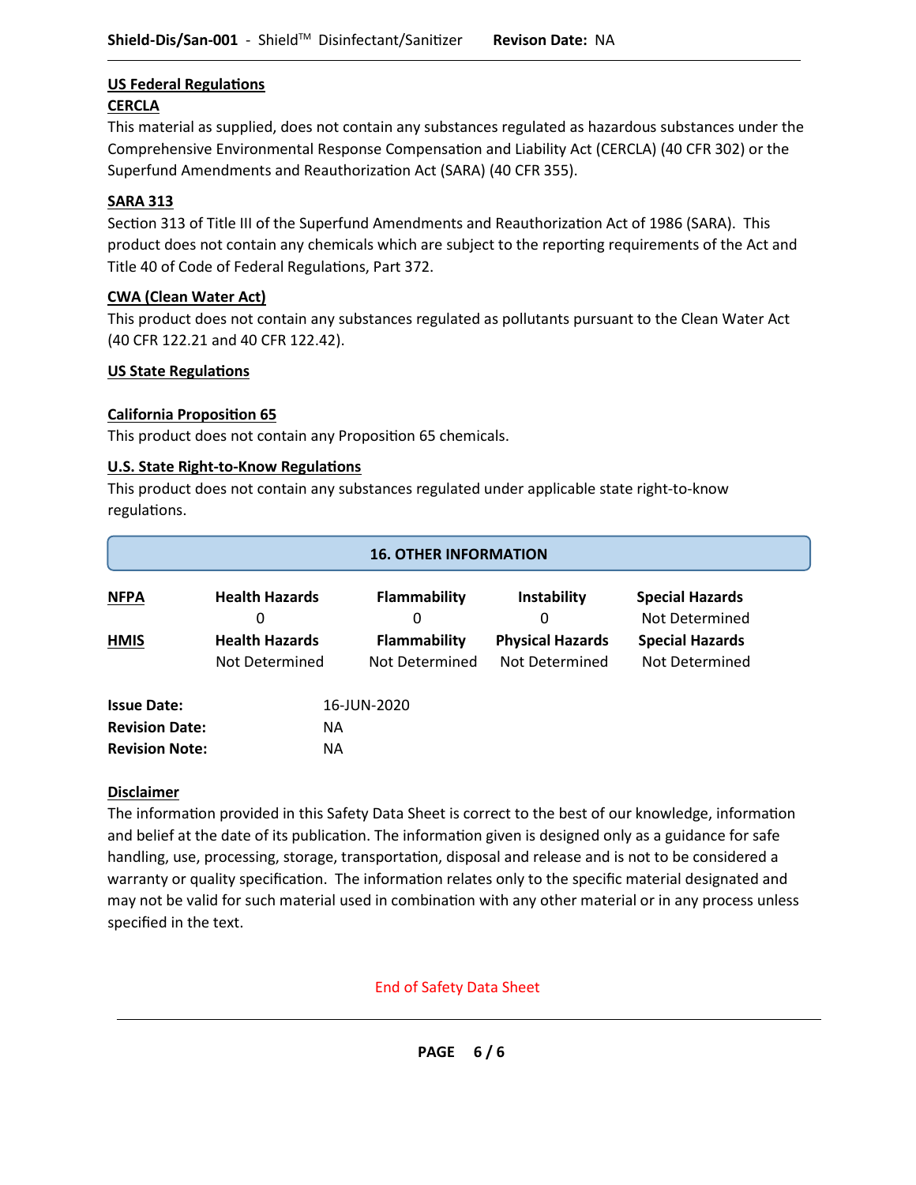## US Federal Regulations

### CERCLA

This material as supplied, does not contain any substances regulated as hazardous substances under the Comprehensive Environmental Response Compensation and Liability Act (CERCLA) (40 CFR 302) or the Superfund Amendments and Reauthorization Act (SARA) (40 CFR 355).

### SARA 313

Section 313 of Title III of the Superfund Amendments and Reauthorization Act of 1986 (SARA). This product does not contain any chemicals which are subject to the reporting requirements of the Act and Title 40 of Code of Federal Regulations, Part 372.

### CWA (Clean Water Act)

This product does not contain any substances regulated as pollutants pursuant to the Clean Water Act (40 CFR 122.21 and 40 CFR 122.42).

## US State Regulations

### California Proposition 65

This product does not contain any Proposition 65 chemicals.

### U.S. State Right-to-Know Regulations

This product does not contain any substances regulated under applicable state right-to-know regulations.

## 16. OTHER INFORMATION

| | | | | |
|---|---|---|---|---|
| **NFPA** | **Health Hazards** | **Flammability** | **Instability** | **Special Hazards** |
| | 0 | 0 | 0 | Not Determined |
| **HMIS** | **Health Hazards** | **Flammability** | **Physical Hazards** | **Special Hazards** |
| | Not Determined | Not Determined | Not Determined | Not Determined |

**Issue Date:** 16-JUN-2020
**Revision Date:** NA
**Revision Note:** NA

### Disclaimer

The information provided in this Safety Data Sheet is correct to the best of our knowledge, information and belief at the date of its publication. The information given is designed only as a guidance for safe handling, use, processing, storage, transportation, disposal and release and is not to be considered a warranty or quality specification. The information relates only to the specific material designated and may not be valid for such material used in combination with any other material or in any process unless specified in the text.

End of Safety Data Sheet